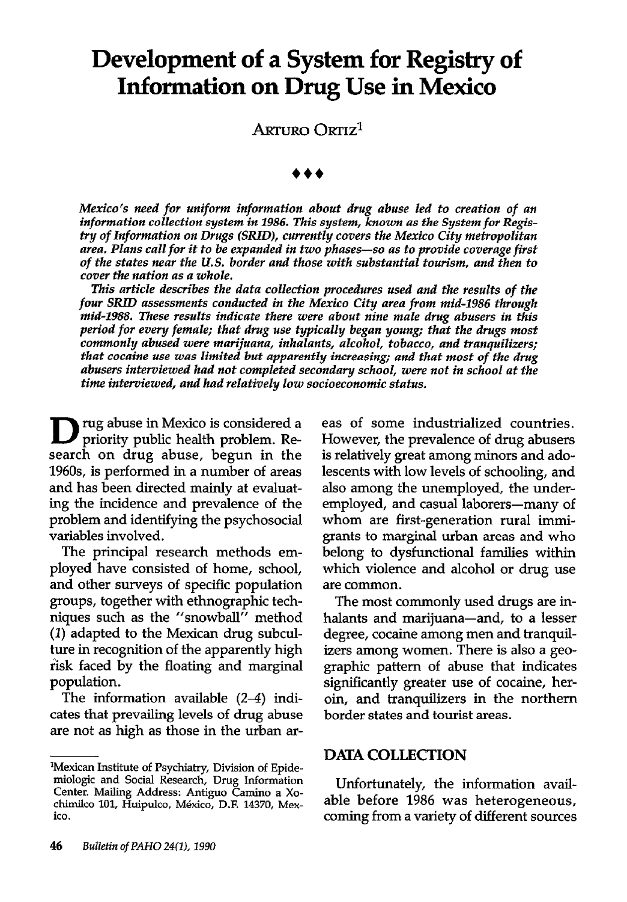# Development of a System for Registry of Information on Drug Use in Mexico

Arturo Ortiz[1]

♦♦♦

*Mexico's need for uniform information about drug abuse led to creation of an information collection system in 1986. This system, known as the System for Registry of Information on Drugs (SRID), currently covers the Mexico City metropolitan area. Plans call for it to be expanded in two phases—so as to provide coverage first of the states near the U.S. border and those with substantial tourism, and then to cover the nation as a whole.*

*This article describes the data collection procedures used and the results of the four SRID assessments conducted in the Mexico City area from mid-1986 through mid-1988. These results indicate there were about nine male drug abusers in this period for every female; that drug use typically began young; that the drugs most commonly abused were marijuana, inhalants, alcohol, tobacco, and tranquilizers; that cocaine use was limited but apparently increasing; and that most of the drug abusers interviewed had not completed secondary school, were not in school at the time interviewed, and had relatively low socioeconomic status.*

Drug abuse in Mexico is considered a priority public health problem. Research on drug abuse, begun in the 1960s, is performed in a number of areas and has been directed mainly at evaluating the incidence and prevalence of the problem and identifying the psychosocial variables involved.

The principal research methods employed have consisted of home, school, and other surveys of specific population groups, together with ethnographic techniques such as the "snowball" method (*1*) adapted to the Mexican drug subculture in recognition of the apparently high risk faced by the floating and marginal population.

The information available (*2–4*) indicates that prevailing levels of drug abuse are not as high as those in the urban areas of some industrialized countries. However, the prevalence of drug abusers is relatively great among minors and adolescents with low levels of schooling, and also among the unemployed, the underemployed, and casual laborers—many of whom are first-generation rural immigrants to marginal urban areas and who belong to dysfunctional families within which violence and alcohol or drug use are common.

The most commonly used drugs are inhalants and marijuana—and, to a lesser degree, cocaine among men and tranquilizers among women. There is also a geographic pattern of abuse that indicates significantly greater use of cocaine, heroin, and tranquilizers in the northern border states and tourist areas.

## DATA COLLECTION

Unfortunately, the information available before 1986 was heterogeneous, coming from a variety of different sources

---

[1]Mexican Institute of Psychiatry, Division of Epidemiologic and Social Research, Drug Information Center. Mailing Address: Antiguo Camino a Xochimilco 101, Huipulco, México, D.F. 14370, México.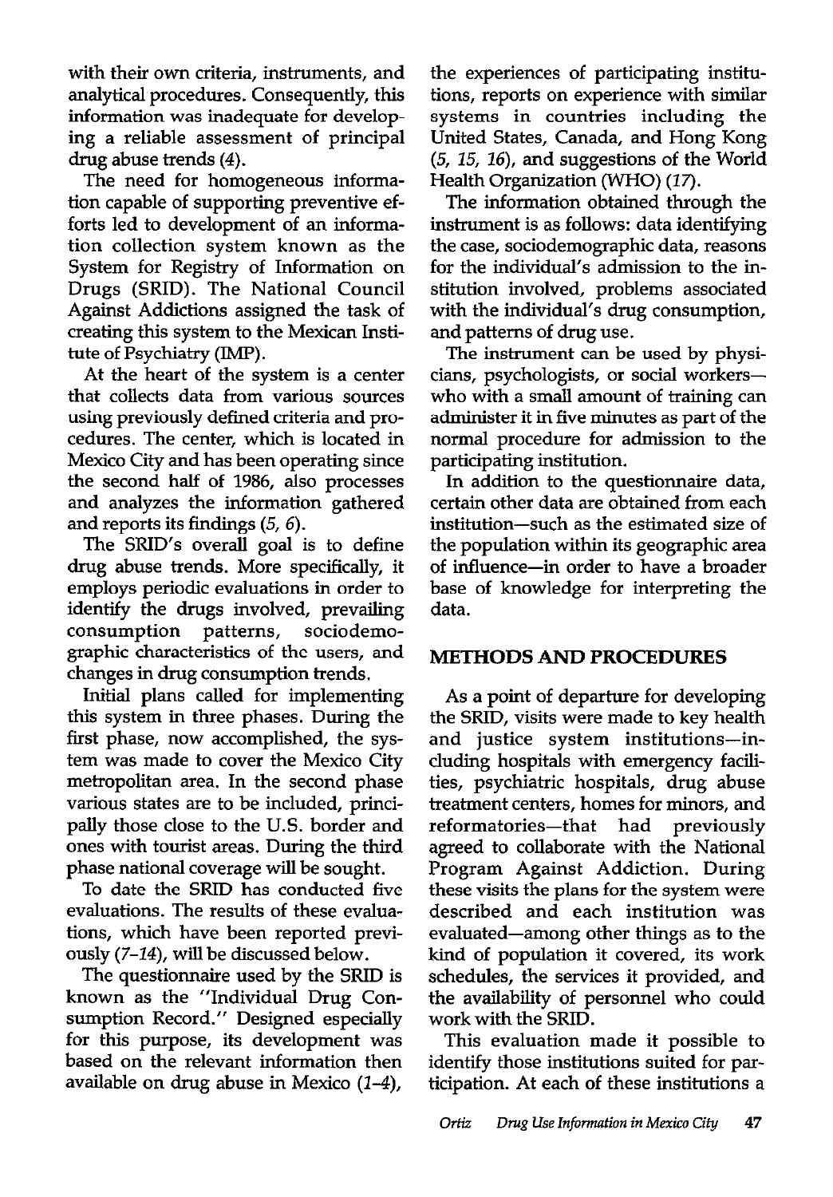with their own criteria, instruments, and analytical procedures. Consequently, this information was inadequate for developing a reliable assessment of principal drug abuse trends (*4*).

The need for homogeneous information capable of supporting preventive efforts led to development of an information collection system known as the System for Registry of Information on Drugs (SRID). The National Council Against Addictions assigned the task of creating this system to the Mexican Institute of Psychiatry (IMP).

At the heart of the system is a center that collects data from various sources using previously defined criteria and procedures. The center, which is located in Mexico City and has been operating since the second half of 1986, also processes and analyzes the information gathered and reports its findings (*5, 6*).

The SRID's overall goal is to define drug abuse trends. More specifically, it employs periodic evaluations in order to identify the drugs involved, prevailing consumption patterns, sociodemographic characteristics of the users, and changes in drug consumption trends.

Initial plans called for implementing this system in three phases. During the first phase, now accomplished, the system was made to cover the Mexico City metropolitan area. In the second phase various states are to be included, principally those close to the U.S. border and ones with tourist areas. During the third phase national coverage will be sought.

To date the SRID has conducted five evaluations. The results of these evaluations, which have been reported previously (*7–14*), will be discussed below.

The questionnaire used by the SRID is known as the "Individual Drug Consumption Record." Designed especially for this purpose, its development was based on the relevant information then available on drug abuse in Mexico (*1–4*), the experiences of participating institutions, reports on experience with similar systems in countries including the United States, Canada, and Hong Kong (*5, 15, 16*), and suggestions of the World Health Organization (WHO) (*17*).

The information obtained through the instrument is as follows: data identifying the case, sociodemographic data, reasons for the individual's admission to the institution involved, problems associated with the individual's drug consumption, and patterns of drug use.

The instrument can be used by physicians, psychologists, or social workers—who with a small amount of training can administer it in five minutes as part of the normal procedure for admission to the participating institution.

In addition to the questionnaire data, certain other data are obtained from each institution—such as the estimated size of the population within its geographic area of influence—in order to have a broader base of knowledge for interpreting the data.

## METHODS AND PROCEDURES

As a point of departure for developing the SRID, visits were made to key health and justice system institutions—including hospitals with emergency facilities, psychiatric hospitals, drug abuse treatment centers, homes for minors, and reformatories—that had previously agreed to collaborate with the National Program Against Addiction. During these visits the plans for the system were described and each institution was evaluated—among other things as to the kind of population it covered, its work schedules, the services it provided, and the availability of personnel who could work with the SRID.

This evaluation made it possible to identify those institutions suited for participation. At each of these institutions a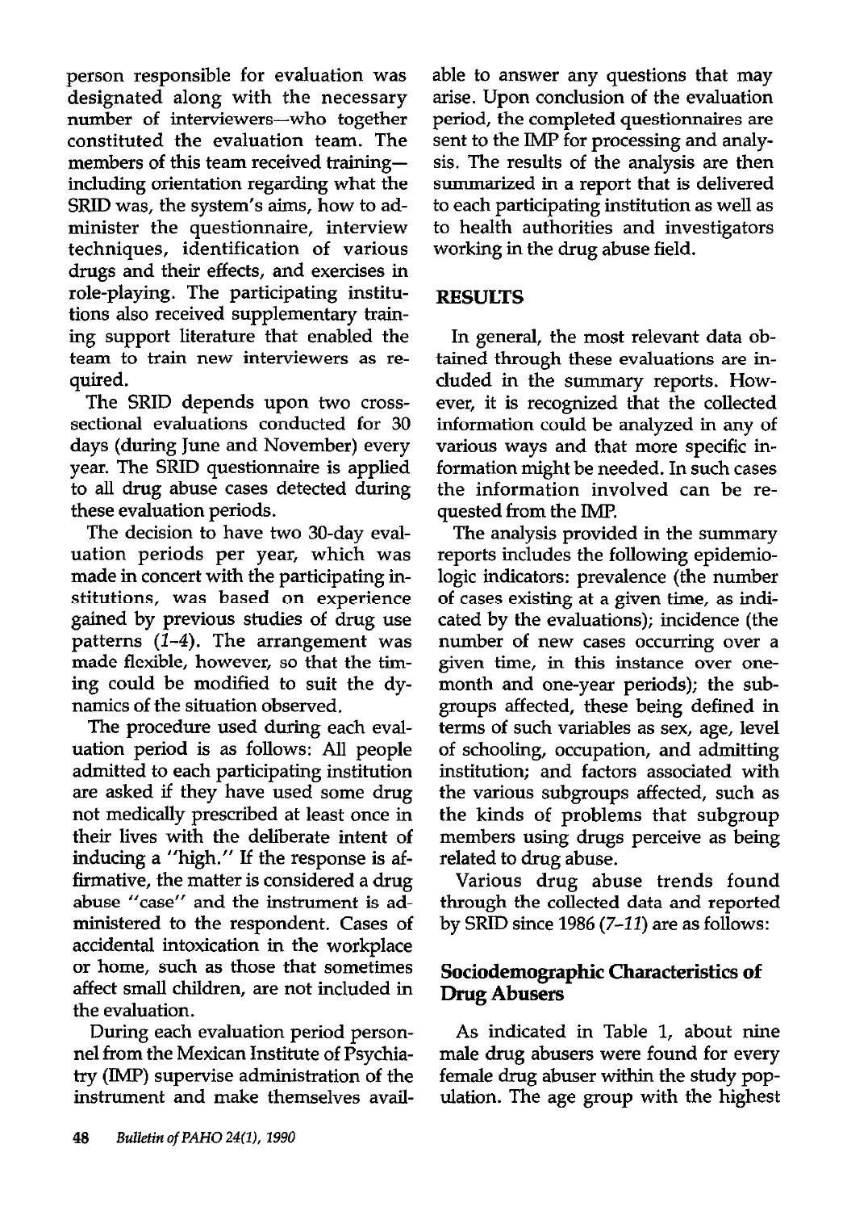person responsible for evaluation was designated along with the necessary number of interviewers—who together constituted the evaluation team. The members of this team received training—including orientation regarding what the SRID was, the system's aims, how to administer the questionnaire, interview techniques, identification of various drugs and their effects, and exercises in role-playing. The participating institutions also received supplementary training support literature that enabled the team to train new interviewers as required.

The SRID depends upon two cross-sectional evaluations conducted for 30 days (during June and November) every year. The SRID questionnaire is applied to all drug abuse cases detected during these evaluation periods.

The decision to have two 30-day evaluation periods per year, which was made in concert with the participating institutions, was based on experience gained by previous studies of drug use patterns (*1–4*). The arrangement was made flexible, however, so that the timing could be modified to suit the dynamics of the situation observed.

The procedure used during each evaluation period is as follows: All people admitted to each participating institution are asked if they have used some drug not medically prescribed at least once in their lives with the deliberate intent of inducing a "high." If the response is affirmative, the matter is considered a drug abuse "case" and the instrument is administered to the respondent. Cases of accidental intoxication in the workplace or home, such as those that sometimes affect small children, are not included in the evaluation.

During each evaluation period personnel from the Mexican Institute of Psychiatry (IMP) supervise administration of the instrument and make themselves available to answer any questions that may arise. Upon conclusion of the evaluation period, the completed questionnaires are sent to the IMP for processing and analysis. The results of the analysis are then summarized in a report that is delivered to each participating institution as well as to health authorities and investigators working in the drug abuse field.

## RESULTS

In general, the most relevant data obtained through these evaluations are included in the summary reports. However, it is recognized that the collected information could be analyzed in any of various ways and that more specific information might be needed. In such cases the information involved can be requested from the IMP.

The analysis provided in the summary reports includes the following epidemiologic indicators: prevalence (the number of cases existing at a given time, as indicated by the evaluations); incidence (the number of new cases occurring over a given time, in this instance over one-month and one-year periods); the subgroups affected, these being defined in terms of such variables as sex, age, level of schooling, occupation, and admitting institution; and factors associated with the various subgroups affected, such as the kinds of problems that subgroup members using drugs perceive as being related to drug abuse.

Various drug abuse trends found through the collected data and reported by SRID since 1986 (*7–11*) are as follows:

### Sociodemographic Characteristics of Drug Abusers

As indicated in Table 1, about nine male drug abusers were found for every female drug abuser within the study population. The age group with the highest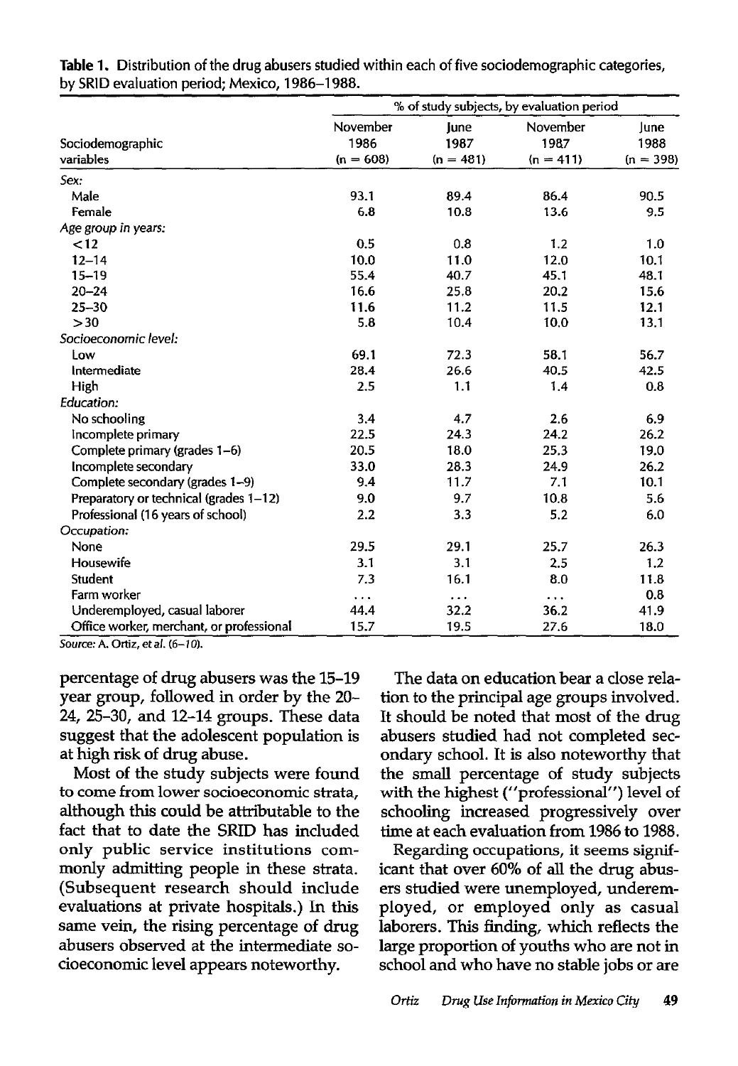**Table 1.** Distribution of the drug abusers studied within each of five sociodemographic categories, by SRID evaluation period; Mexico, 1986–1988.

| Sociodemographic variables | % of study subjects, by evaluation period | | | |
|---|---|---|---|---|
| | November 1986 (n = 608) | June 1987 (n = 481) | November 1987 (n = 411) | June 1988 (n = 398) |
| *Sex:* | | | | |
| Male | 93.1 | 89.4 | 86.4 | 90.5 |
| Female | 6.8 | 10.8 | 13.6 | 9.5 |
| *Age group in years:* | | | | |
| <12 | 0.5 | 0.8 | 1.2 | 1.0 |
| 12–14 | 10.0 | 11.0 | 12.0 | 10.1 |
| 15–19 | 55.4 | 40.7 | 45.1 | 48.1 |
| 20–24 | 16.6 | 25.8 | 20.2 | 15.6 |
| 25–30 | 11.6 | 11.2 | 11.5 | 12.1 |
| >30 | 5.8 | 10.4 | 10.0 | 13.1 |
| *Socioeconomic level:* | | | | |
| Low | 69.1 | 72.3 | 58.1 | 56.7 |
| Intermediate | 28.4 | 26.6 | 40.5 | 42.5 |
| High | 2.5 | 1.1 | 1.4 | 0.8 |
| *Education:* | | | | |
| No schooling | 3.4 | 4.7 | 2.6 | 6.9 |
| Incomplete primary | 22.5 | 24.3 | 24.2 | 26.2 |
| Complete primary (grades 1–6) | 20.5 | 18.0 | 25.3 | 19.0 |
| Incomplete secondary | 33.0 | 28.3 | 24.9 | 26.2 |
| Complete secondary (grades 1–9) | 9.4 | 11.7 | 7.1 | 10.1 |
| Preparatory or technical (grades 1–12) | 9.0 | 9.7 | 10.8 | 5.6 |
| Professional (16 years of school) | 2.2 | 3.3 | 5.2 | 6.0 |
| *Occupation:* | | | | |
| None | 29.5 | 29.1 | 25.7 | 26.3 |
| Housewife | 3.1 | 3.1 | 2.5 | 1.2 |
| Student | 7.3 | 16.1 | 8.0 | 11.8 |
| Farm worker | ... | ... | ... | 0.8 |
| Underemployed, casual laborer | 44.4 | 32.2 | 36.2 | 41.9 |
| Office worker, merchant, or professional | 15.7 | 19.5 | 27.6 | 18.0 |

*Source:* A. Ortiz, *et al.* (6–10).

percentage of drug abusers was the 15–19 year group, followed in order by the 20–24, 25–30, and 12–14 groups. These data suggest that the adolescent population is at high risk of drug abuse.

Most of the study subjects were found to come from lower socioeconomic strata, although this could be attributable to the fact that to date the SRID has included only public service institutions commonly admitting people in these strata. (Subsequent research should include evaluations at private hospitals.) In this same vein, the rising percentage of drug abusers observed at the intermediate socioeconomic level appears noteworthy.

The data on education bear a close relation to the principal age groups involved. It should be noted that most of the drug abusers studied had not completed secondary school. It is also noteworthy that the small percentage of study subjects with the highest ("professional") level of schooling increased progressively over time at each evaluation from 1986 to 1988.

Regarding occupations, it seems significant that over 60% of all the drug abusers studied were unemployed, underemployed, or employed only as casual laborers. This finding, which reflects the large proportion of youths who are not in school and who have no stable jobs or are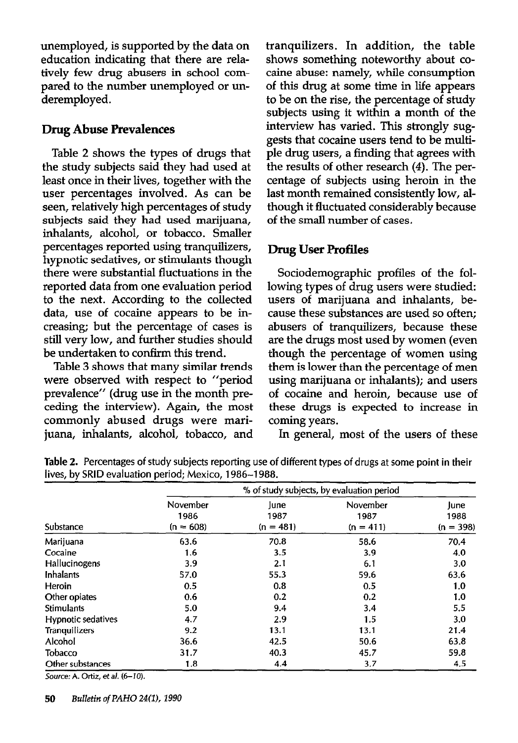unemployed, is supported by the data on education indicating that there are relatively few drug abusers in school compared to the number unemployed or underemployed.

## Drug Abuse Prevalences

Table 2 shows the types of drugs that the study subjects said they had used at least once in their lives, together with the user percentages involved. As can be seen, relatively high percentages of study subjects said they had used marijuana, inhalants, alcohol, or tobacco. Smaller percentages reported using tranquilizers, hypnotic sedatives, or stimulants though there were substantial fluctuations in the reported data from one evaluation period to the next. According to the collected data, use of cocaine appears to be increasing; but the percentage of cases is still very low, and further studies should be undertaken to confirm this trend.

Table 3 shows that many similar trends were observed with respect to "period prevalence" (drug use in the month preceding the interview). Again, the most commonly abused drugs were marijuana, inhalants, alcohol, tobacco, and tranquilizers. In addition, the table shows something noteworthy about cocaine abuse: namely, while consumption of this drug at some time in life appears to be on the rise, the percentage of study subjects using it within a month of the interview has varied. This strongly suggests that cocaine users tend to be multiple drug users, a finding that agrees with the results of other research (4). The percentage of subjects using heroin in the last month remained consistently low, although it fluctuated considerably because of the small number of cases.

## Drug User Profiles

Sociodemographic profiles of the following types of drug users were studied: users of marijuana and inhalants, because these substances are used so often; abusers of tranquilizers, because these are the drugs most used by women (even though the percentage of women using them is lower than the percentage of men using marijuana or inhalants); and users of cocaine and heroin, because use of these drugs is expected to increase in coming years.

In general, most of the users of these

**Table 2.** Percentages of study subjects reporting use of different types of drugs at some point in their lives, by SRID evaluation period; Mexico, 1986–1988.

| Substance | % of study subjects, by evaluation period | | | |
|---|---|---|---|---|
| | November 1986 (n = 608) | June 1987 (n = 481) | November 1987 (n = 411) | June 1988 (n = 398) |
| Marijuana | 63.6 | 70.8 | 58.6 | 70.4 |
| Cocaine | 1.6 | 3.5 | 3.9 | 4.0 |
| Hallucinogens | 3.9 | 2.1 | 6.1 | 3.0 |
| Inhalants | 57.0 | 55.3 | 59.6 | 63.6 |
| Heroin | 0.5 | 0.8 | 0.5 | 1.0 |
| Other opiates | 0.6 | 0.2 | 0.2 | 1.0 |
| Stimulants | 5.0 | 9.4 | 3.4 | 5.5 |
| Hypnotic sedatives | 4.7 | 2.9 | 1.5 | 3.0 |
| Tranquilizers | 9.2 | 13.1 | 13.1 | 21.4 |
| Alcohol | 36.6 | 42.5 | 50.6 | 63.8 |
| Tobacco | 31.7 | 40.3 | 45.7 | 59.8 |
| Other substances | 1.8 | 4.4 | 3.7 | 4.5 |

*Source:* A. Ortiz, *et al.* (6–10).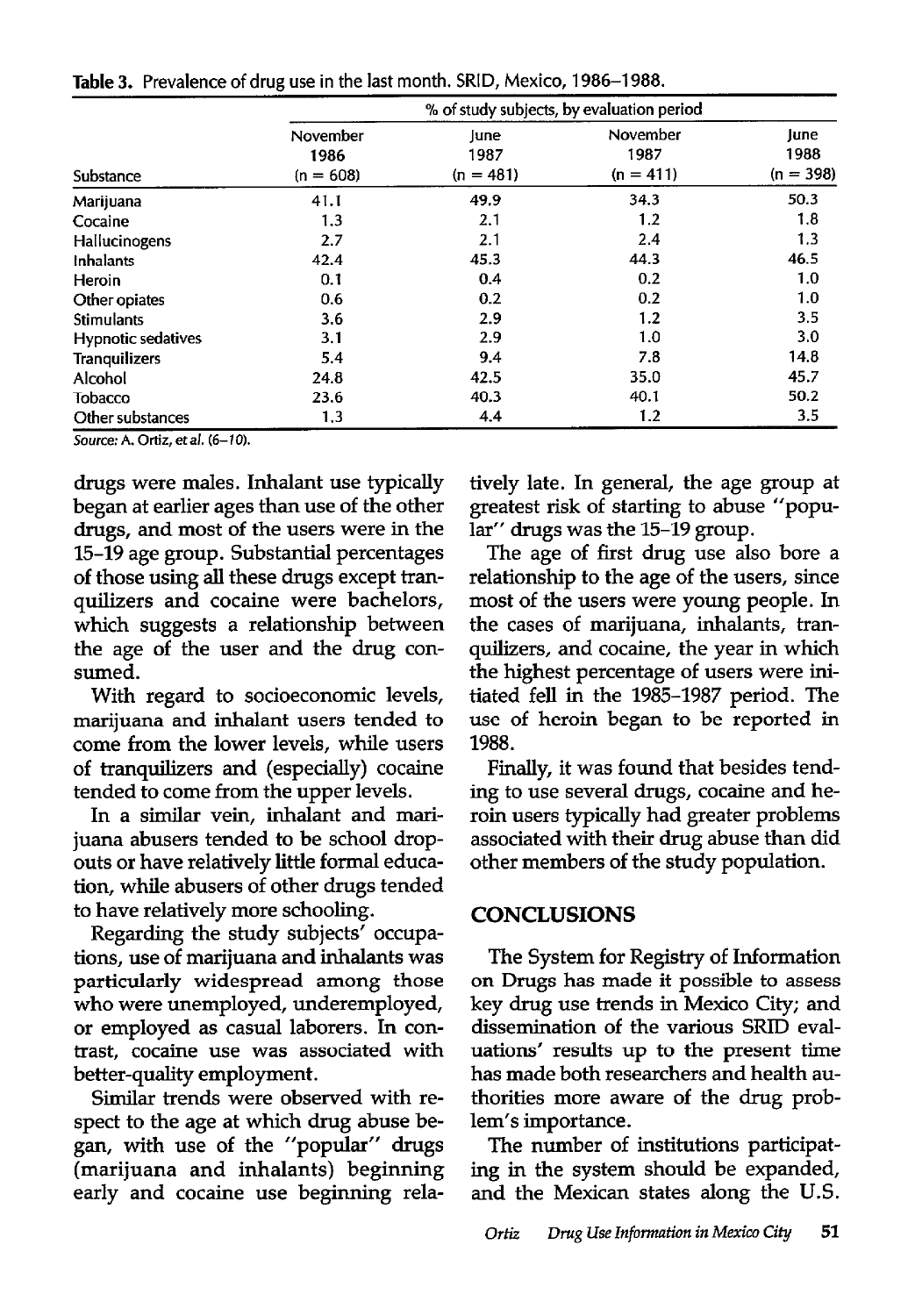**Table 3.** Prevalence of drug use in the last month. SRID, Mexico, 1986–1988.

| | % of study subjects, by evaluation period | | | |
|---|---|---|---|---|
| Substance | November 1986 (n = 608) | June 1987 (n = 481) | November 1987 (n = 411) | June 1988 (n = 398) |
| Marijuana | 41.1 | 49.9 | 34.3 | 50.3 |
| Cocaine | 1.3 | 2.1 | 1.2 | 1.8 |
| Hallucinogens | 2.7 | 2.1 | 2.4 | 1.3 |
| Inhalants | 42.4 | 45.3 | 44.3 | 46.5 |
| Heroin | 0.1 | 0.4 | 0.2 | 1.0 |
| Other opiates | 0.6 | 0.2 | 0.2 | 1.0 |
| Stimulants | 3.6 | 2.9 | 1.2 | 3.5 |
| Hypnotic sedatives | 3.1 | 2.9 | 1.0 | 3.0 |
| Tranquilizers | 5.4 | 9.4 | 7.8 | 14.8 |
| Alcohol | 24.8 | 42.5 | 35.0 | 45.7 |
| Tobacco | 23.6 | 40.3 | 40.1 | 50.2 |
| Other substances | 1.3 | 4.4 | 1.2 | 3.5 |

*Source:* A. Ortiz, *et al.* (6–10).

drugs were males. Inhalant use typically began at earlier ages than use of the other drugs, and most of the users were in the 15–19 age group. Substantial percentages of those using all these drugs except tranquilizers and cocaine were bachelors, which suggests a relationship between the age of the user and the drug consumed.

With regard to socioeconomic levels, marijuana and inhalant users tended to come from the lower levels, while users of tranquilizers and (especially) cocaine tended to come from the upper levels.

In a similar vein, inhalant and marijuana abusers tended to be school dropouts or have relatively little formal education, while abusers of other drugs tended to have relatively more schooling.

Regarding the study subjects' occupations, use of marijuana and inhalants was particularly widespread among those who were unemployed, underemployed, or employed as casual laborers. In contrast, cocaine use was associated with better-quality employment.

Similar trends were observed with respect to the age at which drug abuse began, with use of the "popular" drugs (marijuana and inhalants) beginning early and cocaine use beginning relatively late. In general, the age group at greatest risk of starting to abuse "popular" drugs was the 15–19 group.

The age of first drug use also bore a relationship to the age of the users, since most of the users were young people. In the cases of marijuana, inhalants, tranquilizers, and cocaine, the year in which the highest percentage of users were initiated fell in the 1985–1987 period. The use of heroin began to be reported in 1988.

Finally, it was found that besides tending to use several drugs, cocaine and heroin users typically had greater problems associated with their drug abuse than did other members of the study population.

## CONCLUSIONS

The System for Registry of Information on Drugs has made it possible to assess key drug use trends in Mexico City; and dissemination of the various SRID evaluations' results up to the present time has made both researchers and health authorities more aware of the drug problem's importance.

The number of institutions participating in the system should be expanded, and the Mexican states along the U.S.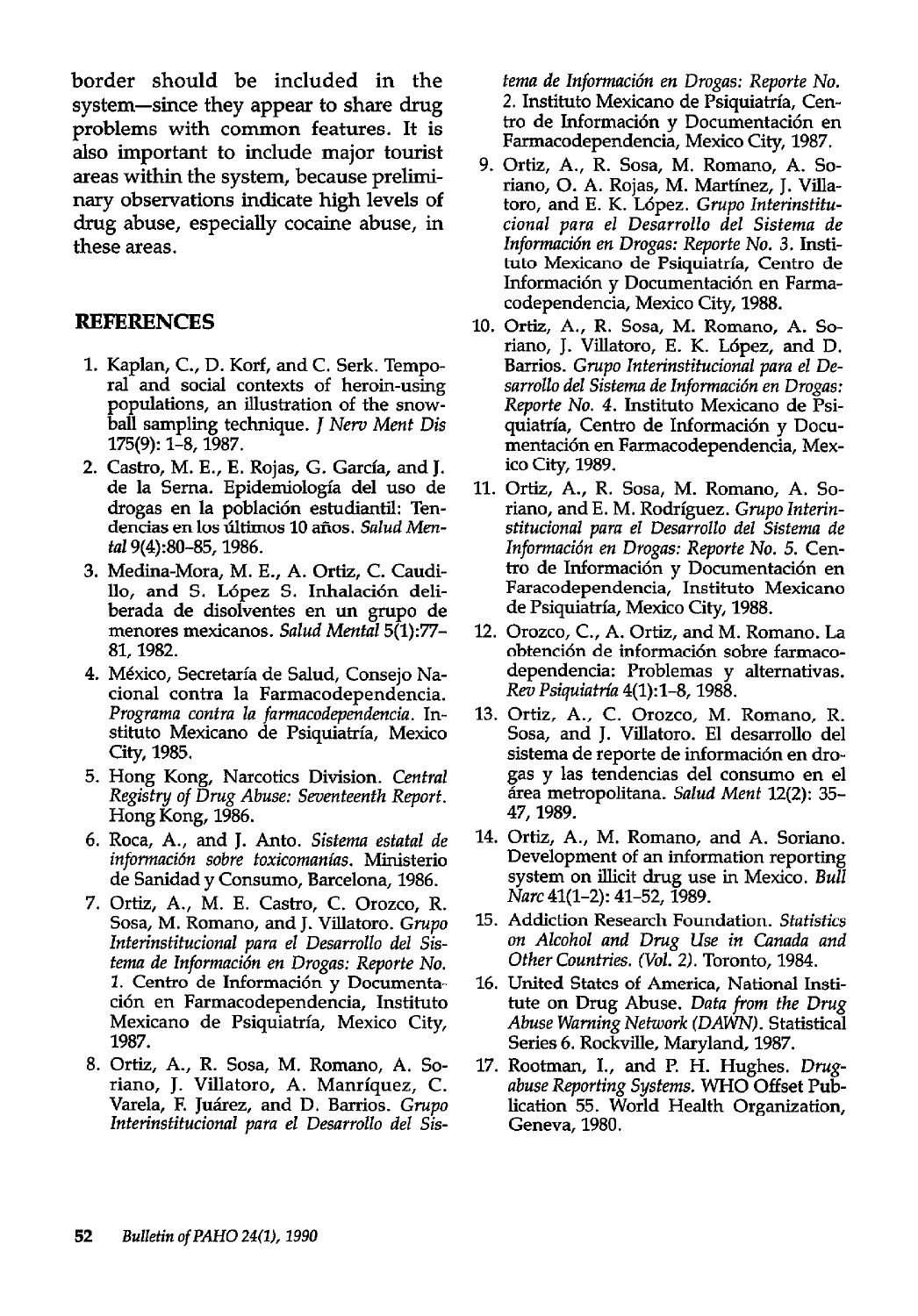border should be included in the system—since they appear to share drug problems with common features. It is also important to include major tourist areas within the system, because preliminary observations indicate high levels of drug abuse, especially cocaine abuse, in these areas.

## REFERENCES

1. Kaplan, C., D. Korf, and C. Serk. Temporal and social contexts of heroin-using populations, an illustration of the snowball sampling technique. *J Nerv Ment Dis* 175(9): 1–8, 1987.
2. Castro, M. E., E. Rojas, G. García, and J. de la Serna. Epidemiología del uso de drogas en la población estudiantil: Tendencias en los últimos 10 años. *Salud Mental* 9(4):80–85, 1986.
3. Medina-Mora, M. E., A. Ortiz, C. Caudillo, and S. López S. Inhalación deliberada de disolventes en un grupo de menores mexicanos. *Salud Mental* 5(1):77–81, 1982.
4. México, Secretaría de Salud, Consejo Nacional contra la Farmacodependencia. *Programa contra la farmacodependencia*. Instituto Mexicano de Psiquiatría, Mexico City, 1985.
5. Hong Kong, Narcotics Division. *Central Registry of Drug Abuse: Seventeenth Report*. Hong Kong, 1986.
6. Roca, A., and J. Anto. *Sistema estatal de información sobre toxicomanías*. Ministerio de Sanidad y Consumo, Barcelona, 1986.
7. Ortiz, A., M. E. Castro, C. Orozco, R. Sosa, M. Romano, and J. Villatoro. *Grupo Interinstitucional para el Desarrollo del Sistema de Información en Drogas: Reporte No. 1.* Centro de Información y Documentación en Farmacodependencia, Instituto Mexicano de Psiquiatría, Mexico City, 1987.
8. Ortiz, A., R. Sosa, M. Romano, A. Soriano, J. Villatoro, A. Manríquez, C. Varela, F. Juárez, and D. Barrios. *Grupo Interinstitucional para el Desarrollo del Sistema de Información en Drogas: Reporte No. 2.* Instituto Mexicano de Psiquiatría, Centro de Información y Documentación en Farmacodependencia, Mexico City, 1987.
9. Ortiz, A., R. Sosa, M. Romano, A. Soriano, O. A. Rojas, M. Martínez, J. Villatoro, and E. K. López. *Grupo Interinstitucional para el Desarrollo del Sistema de Información en Drogas: Reporte No. 3.* Instituto Mexicano de Psiquiatría, Centro de Información y Documentación en Farmacodependencia, Mexico City, 1988.
10. Ortiz, A., R. Sosa, M. Romano, A. Soriano, J. Villatoro, E. K. López, and D. Barrios. *Grupo Interinstitucional para el Desarrollo del Sistema de Información en Drogas: Reporte No. 4.* Instituto Mexicano de Psiquiatría, Centro de Información y Documentación en Farmacodependencia, Mexico City, 1989.
11. Ortiz, A., R. Sosa, M. Romano, A. Soriano, and E. M. Rodríguez. *Grupo Interinstitucional para el Desarrollo del Sistema de Información en Drogas: Reporte No. 5.* Centro de Información y Documentación en Faracodependencia, Instituto Mexicano de Psiquiatría, Mexico City, 1988.
12. Orozco, C., A. Ortiz, and M. Romano. La obtención de información sobre farmacodependencia: Problemas y alternativas. *Rev Psiquiatría* 4(1):1–8, 1988.
13. Ortiz, A., C. Orozco, M. Romano, R. Sosa, and J. Villatoro. El desarrollo del sistema de reporte de información en drogas y las tendencias del consumo en el área metropolitana. *Salud Ment* 12(2): 35–47, 1989.
14. Ortiz, A., M. Romano, and A. Soriano. Development of an information reporting system on illicit drug use in Mexico. *Bull Narc* 41(1–2): 41–52, 1989.
15. Addiction Research Foundation. *Statistics on Alcohol and Drug Use in Canada and Other Countries. (Vol. 2).* Toronto, 1984.
16. United States of America, National Institute on Drug Abuse. *Data from the Drug Abuse Warning Network (DAWN).* Statistical Series 6. Rockville, Maryland, 1987.
17. Rootman, I., and P. H. Hughes. *Drug-abuse Reporting Systems.* WHO Offset Publication 55. World Health Organization, Geneva, 1980.